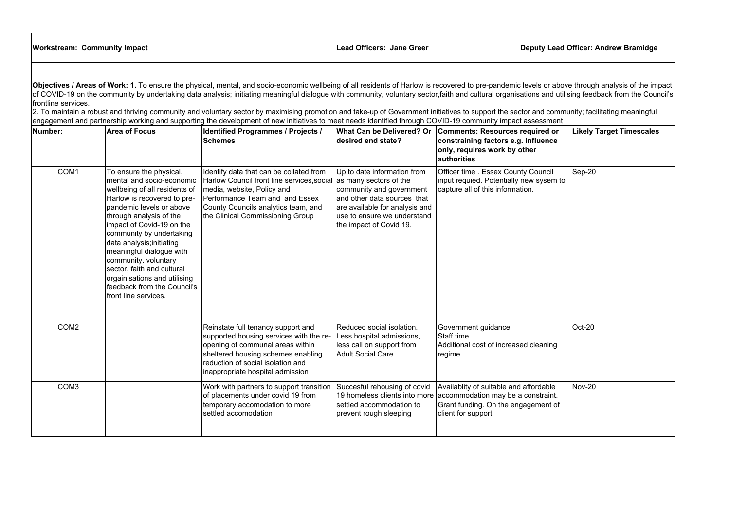| **Workstream: Community Impact** | **Lead Officers: Jane Greer** | **Deputy Lead Officer: Andrew Bramidge** |
|---|---|---|

**Objectives / Areas of Work: 1.** To ensure the physical, mental, and socio-economic wellbeing of all residents of Harlow is recovered to pre-pandemic levels or above through analysis of the impact of COVID-19 on the community by undertaking data analysis; initiating meaningful dialogue with community, voluntary sector,faith and cultural organisations and utilising feedback from the Council's frontline services.

2. To maintain a robust and thriving community and voluntary sector by maximising promotion and take-up of Government initiatives to support the sector and community; facilitating meaningful engagement and partnership working and supporting the development of new initiatives to meet needs identified through COVID-19 community impact assessment

| Number: | Area of Focus | Identified Programmes / Projects / Schemes | What Can be Delivered? Or desired end state? | Comments: Resources required or constraining factors e.g. Influence only, requires work by other authorities | Likely Target Timescales |
|---|---|---|---|---|---|
| COM1 | To ensure the physical, mental and socio-economic wellbeing of all residents of Harlow is recovered to pre-pandemic levels or above through analysis of the impact of Covid-19 on the community by undertaking data analysis;initiating meaningful dialogue with community. voluntary sector, faith and cultural orgainisations and utilising feedback from the Council's front line services. | Identify data that can be collated from Harlow Council front line services,social media, website, Policy and Performance Team and and Essex County Councils analytics team, and the Clinical Commissioning Group | Up to date information from as many sectors of the community and government and other data sources that are available for analysis and use to ensure we understand the impact of Covid 19. | Officer time . Essex County Council input requied. Potentially new sysem to capture all of this information. | Sep-20 |
| COM2 | | Reinstate full tenancy support and supported housing services with the re-opening of communal areas within sheltered housing schemes enabling reduction of social isolation and inappropriate hospital admission | Reduced social isolation. Less hospital admissions, less call on support from Adult Social Care. | Government guidance<br>Staff time.<br>Additional cost of increased cleaning regime | Oct-20 |
| COM3 | | Work with partners to support transition of placements under covid 19 from temporary accomodation to more settled accomodation | Succesful rehousing of covid 19 homeless clients into more settled accommodation to prevent rough sleeping | Availablity of suitable and affordable accommodation may be a constraint. Grant funding. On the engagement of client for support | Nov-20 |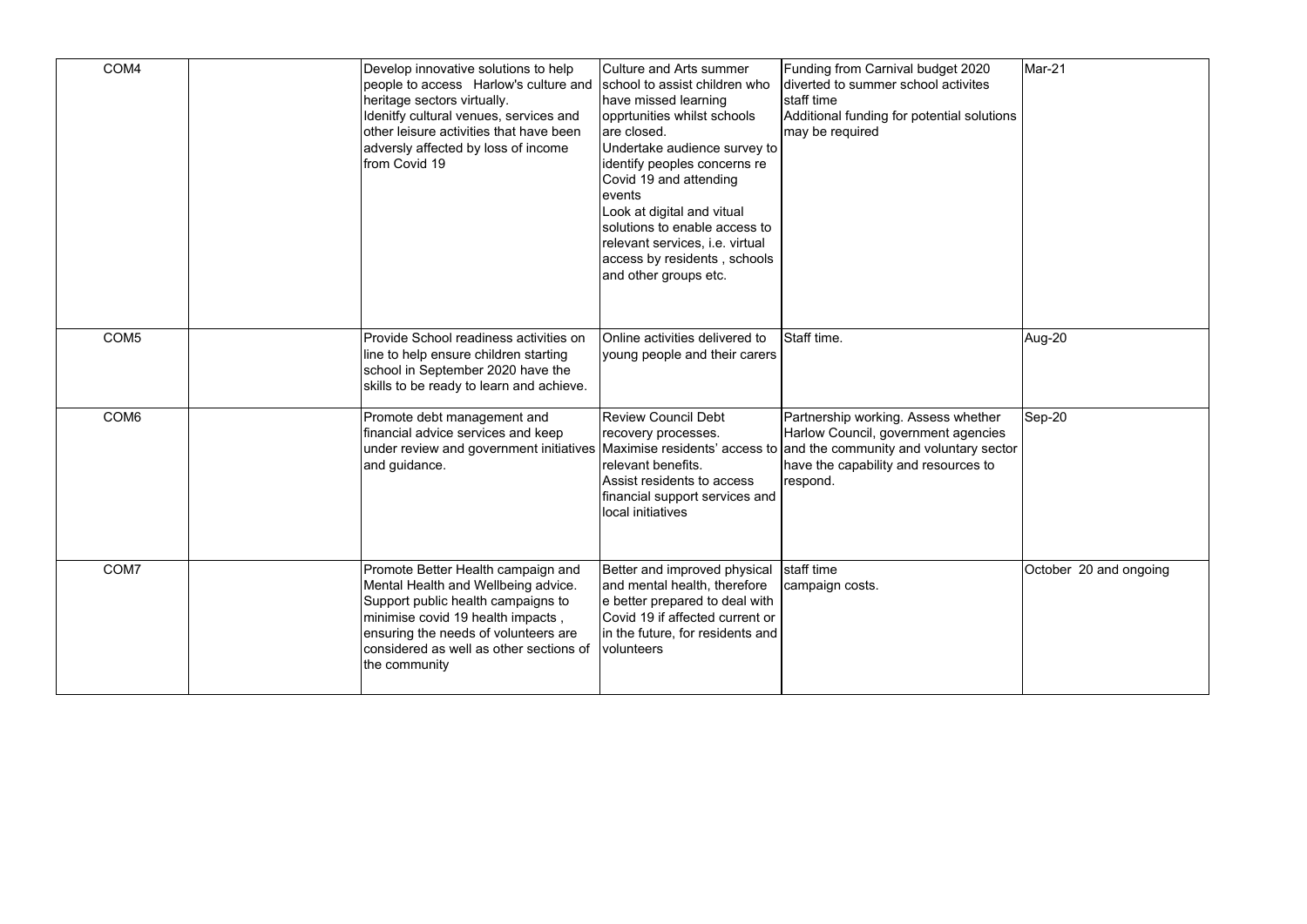| | | | | | |
|---|---|---|---|---|---|
| COM4 | | Develop innovative solutions to help people to access Harlow's culture and heritage sectors virtually.<br>Idenitfy cultural venues, services and other leisure activities that have been adversly affected by loss of income from Covid 19 | Culture and Arts summer school to assist children who have missed learning opprtunities whilst schools are closed.<br>Undertake audience survey to identify peoples concerns re Covid 19 and attending events<br>Look at digital and vitual solutions to enable access to relevant services, i.e. virtual access by residents , schools and other groups etc. | Funding from Carnival budget 2020 diverted to summer school activites<br>staff time<br>Additional funding for potential solutions may be required | Mar-21 |
| COM5 | | Provide School readiness activities on line to help ensure children starting school in September 2020 have the skills to be ready to learn and achieve. | Online activities delivered to young people and their carers | Staff time. | Aug-20 |
| COM6 | | Promote debt management and financial advice services and keep under review and government initiatives and guidance. | Review Council Debt recovery processes.<br>Maximise residents' access to relevant benefits.<br>Assist residents to access financial support services and local initiatives | Partnership working. Assess whether Harlow Council, government agencies and the community and voluntary sector have the capability and resources to respond. | Sep-20 |
| COM7 | | Promote Better Health campaign and Mental Health and Wellbeing advice. Support public health campaigns to minimise covid 19 health impacts , ensuring the needs of volunteers are considered as well as other sections of the community | Better and improved physical and mental health, therefore e better prepared to deal with Covid 19 if affected current or in the future, for residents and volunteers | staff time<br>campaign costs. | October 20 and ongoing |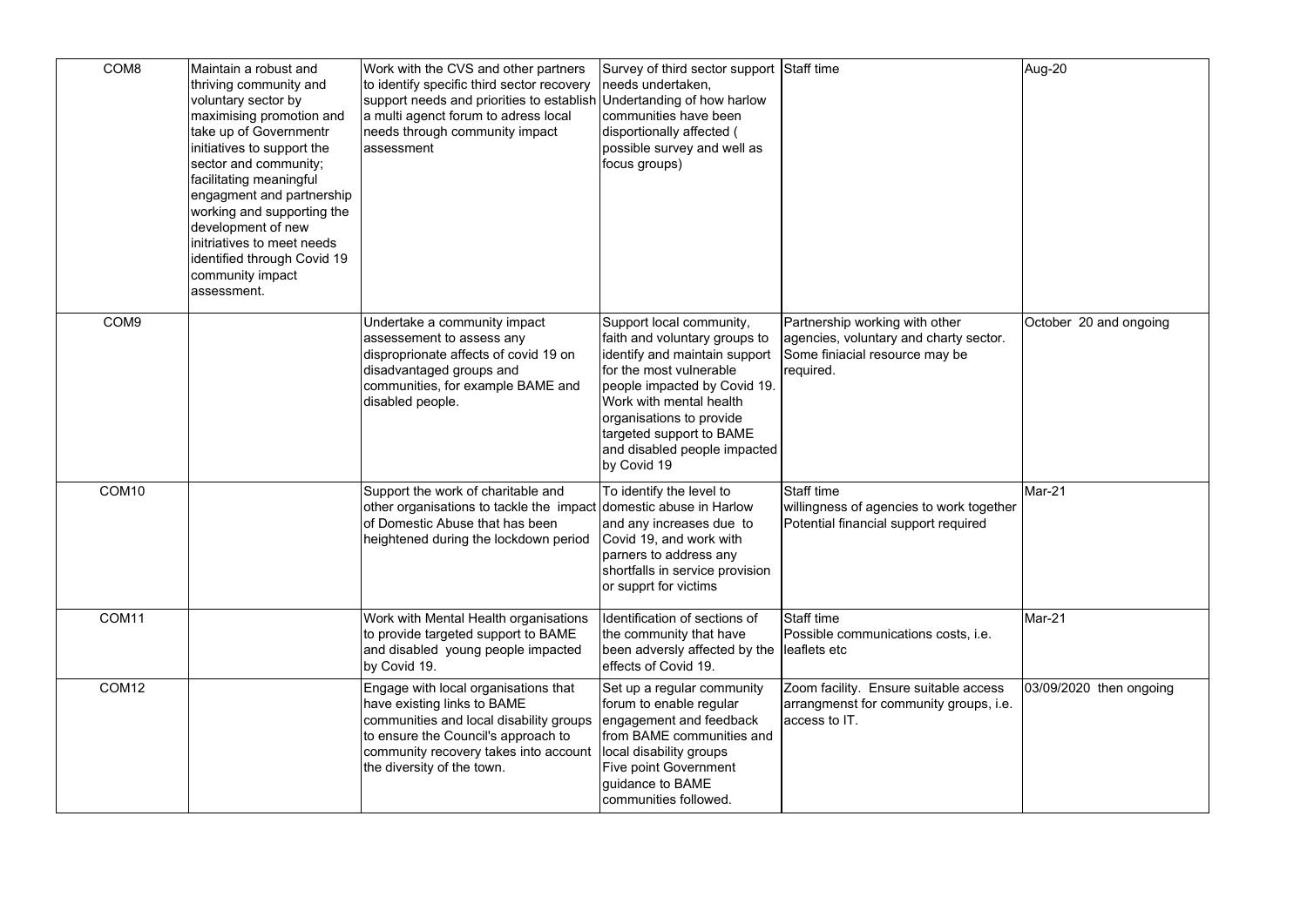| | | | | | |
|---|---|---|---|---|---|
| COM8 | Maintain a robust and thriving community and voluntary sector by maximising promotion and take up of Governmentr initiatives to support the sector and community; facilitating meaningful engagment and partnership working and supporting the development of new inritiatives to meet needs identified through Covid 19 community impact assessment. | Work with the CVS and other partners to identify specific third sector recovery support needs and priorities to establish a multi agenct forum to adress local needs through community impact assessment | Survey of third sector support needs undertaken, Undertanding of how harlow communities have been disportionally affected ( possible survey and well as focus groups) | Staff time | Aug-20 |
| COM9 | | Undertake a community impact assessement to assess any disproprionate affects of covid 19 on disadvantaged groups and communities, for example BAME and disabled people. | Support local community, faith and voluntary groups to identify and maintain support for the most vulnerable people impacted by Covid 19. Work with mental health organisations to provide targeted support to BAME and disabled people impacted by Covid 19 | Partnership working with other agencies, voluntary and charty sector. Some finiacial resource may be required. | October 20 and ongoing |
| COM10 | | Support the work of charitable and other organisations to tackle the impact of Domestic Abuse that has been heightened during the lockdown period | To identify the level to domestic abuse in Harlow and any increases due to Covid 19, and work with parners to address any shortfalls in service provision or supprt for victims | Staff time<br>willingness of agencies to work together<br>Potential financial support required | Mar-21 |
| COM11 | | Work with Mental Health organisations to provide targeted support to BAME and disabled young people impacted by Covid 19. | Identification of sections of the community that have been adversly affected by the effects of Covid 19. | Staff time<br>Possible communications costs, i.e. leaflets etc | Mar-21 |
| COM12 | | Engage with local organisations that have existing links to BAME communities and local disability groups to ensure the Council's approach to community recovery takes into account the diversity of the town. | Set up a regular community forum to enable regular engagement and feedback from BAME communities and local disability groups<br>Five point Government guidance to BAME communities followed. | Zoom facility. Ensure suitable access arrangmenst for community groups, i.e. access to IT. | 03/09/2020 then ongoing |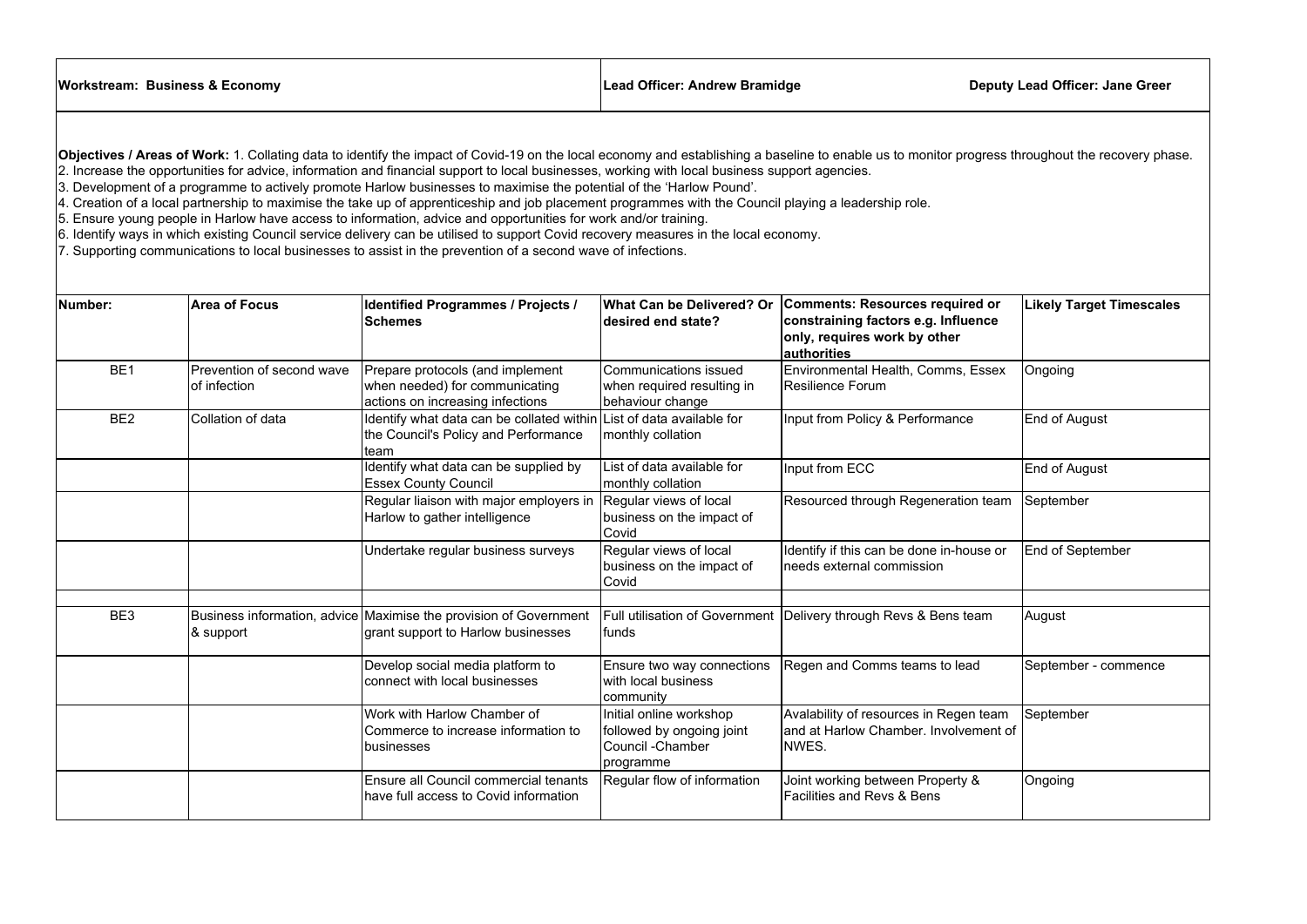| **Workstream: Business & Economy** | **Lead Officer: Andrew Bramidge** | **Deputy Lead Officer: Jane Greer** |
|---|---|---|

**Objectives / Areas of Work:** 1. Collating data to identify the impact of Covid-19 on the local economy and establishing a baseline to enable us to monitor progress throughout the recovery phase.
2. Increase the opportunities for advice, information and financial support to local businesses, working with local business support agencies.
3. Development of a programme to actively promote Harlow businesses to maximise the potential of the 'Harlow Pound'.
4. Creation of a local partnership to maximise the take up of apprenticeship and job placement programmes with the Council playing a leadership role.
5. Ensure young people in Harlow have access to information, advice and opportunities for work and/or training.
6. Identify ways in which existing Council service delivery can be utilised to support Covid recovery measures in the local economy.
7. Supporting communications to local businesses to assist in the prevention of a second wave of infections.

| Number: | Area of Focus | Identified Programmes / Projects / Schemes | What Can be Delivered? Or desired end state? | Comments: Resources required or constraining factors e.g. Influence only, requires work by other authorities | Likely Target Timescales |
|---|---|---|---|---|---|
| BE1 | Prevention of second wave of infection | Prepare protocols (and implement when needed) for communicating actions on increasing infections | Communications issued when required resulting in behaviour change | Environmental Health, Comms, Essex Resilience Forum | Ongoing |
| BE2 | Collation of data | Identify what data can be collated within the Council's Policy and Performance team | List of data available for monthly collation | Input from Policy & Performance | End of August |
| | | Identify what data can be supplied by Essex County Council | List of data available for monthly collation | Input from ECC | End of August |
| | | Regular liaison with major employers in Harlow to gather intelligence | Regular views of local business on the impact of Covid | Resourced through Regeneration team | September |
| | | Undertake regular business surveys | Regular views of local business on the impact of Covid | Identify if this can be done in-house or needs external commission | End of September |
| | | | | | |
| BE3 | Business information, advice & support | Maximise the provision of Government grant support to Harlow businesses | Full utilisation of Government funds | Delivery through Revs & Bens team | August |
| | | Develop social media platform to connect with local businesses | Ensure two way connections with local business community | Regen and Comms teams to lead | September - commence |
| | | Work with Harlow Chamber of Commerce to increase information to businesses | Initial online workshop followed by ongoing joint Council -Chamber programme | Avalability of resources in Regen team and at Harlow Chamber. Involvement of NWES. | September |
| | | Ensure all Council commercial tenants have full access to Covid information | Regular flow of information | Joint working between Property & Facilities and Revs & Bens | Ongoing |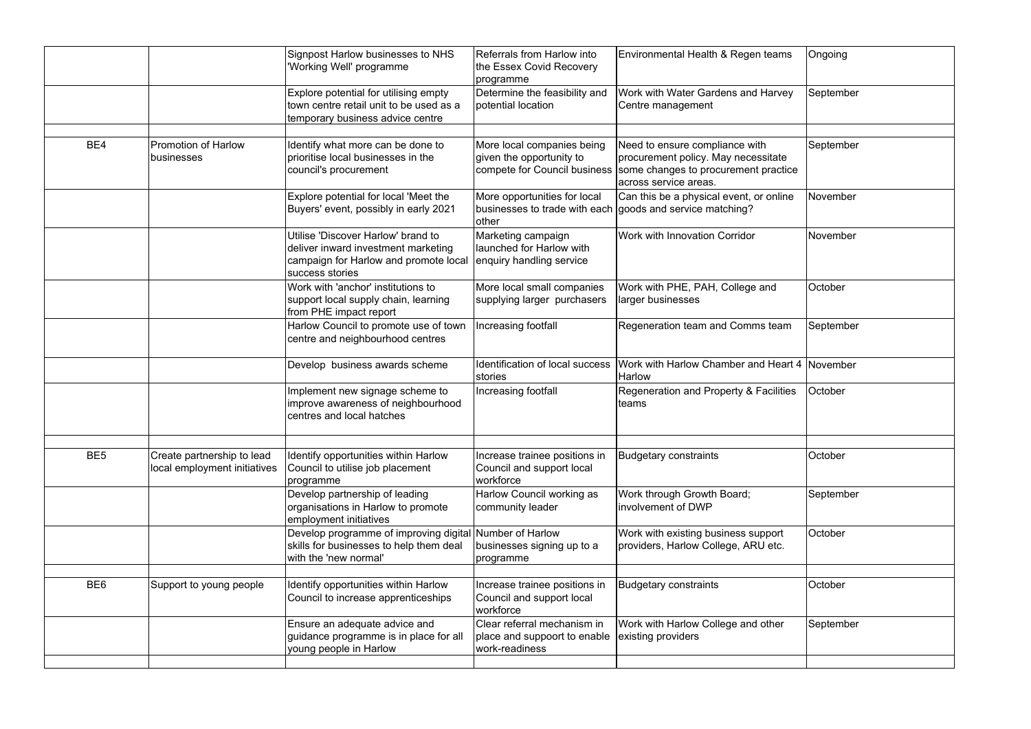| | | | | | |
|---|---|---|---|---|---|
| | | Signpost Harlow businesses to NHS 'Working Well' programme | Referrals from Harlow into the Essex Covid Recovery programme | Environmental Health & Regen teams | Ongoing |
| | | Explore potential for utilising empty town centre retail unit to be used as a temporary business advice centre | Determine the feasibility and potential location | Work with Water Gardens and Harvey Centre management | September |
| | | | | | |
| BE4 | Promotion of Harlow businesses | Identify what more can be done to prioritise local businesses in the council's procurement | More local companies being given the opportunity to compete for Council business | Need to ensure compliance with procurement policy. May necessitate some changes to procurement practice across service areas. | September |
| | | Explore potential for local 'Meet the Buyers' event, possibly in early 2021 | More opportunities for local businesses to trade with each other | Can this be a physical event, or online goods and service matching? | November |
| | | Utilise 'Discover Harlow' brand to deliver inward investment marketing campaign for Harlow and promote local success stories | Marketing campaign launched for Harlow with enquiry handling service | Work with Innovation Corridor | November |
| | | Work with 'anchor' institutions to support local supply chain, learning from PHE impact report | More local small companies supplying larger purchasers | Work with PHE, PAH, College and larger businesses | October |
| | | Harlow Council to promote use of town centre and neighbourhood centres | Increasing footfall | Regeneration team and Comms team | September |
| | | Develop business awards scheme | Identification of local success stories | Work with Harlow Chamber and Heart 4 Harlow | November |
| | | Implement new signage scheme to improve awareness of neighbourhood centres and local hatches | Increasing footfall | Regeneration and Property & Facilities teams | October |
| | | | | | |
| BE5 | Create partnership to lead local employment initiatives | Identify opportunities within Harlow Council to utilise job placement programme | Increase trainee positions in Council and support local workforce | Budgetary constraints | October |
| | | Develop partnership of leading organisations in Harlow to promote employment initiatives | Harlow Council working as community leader | Work through Growth Board; involvement of DWP | September |
| | | Develop programme of improving digital skills for businesses to help them deal with the 'new normal' | Number of Harlow businesses signing up to a programme | Work with existing business support providers, Harlow College, ARU etc. | October |
| | | | | | |
| BE6 | Support to young people | Identify opportunities within Harlow Council to increase apprenticeships | Increase trainee positions in Council and support local workforce | Budgetary constraints | October |
| | | Ensure an adequate advice and guidance programme is in place for all young people in Harlow | Clear referral mechanism in place and suppoort to enable work-readiness | Work with Harlow College and other existing providers | September |
| | | | | | |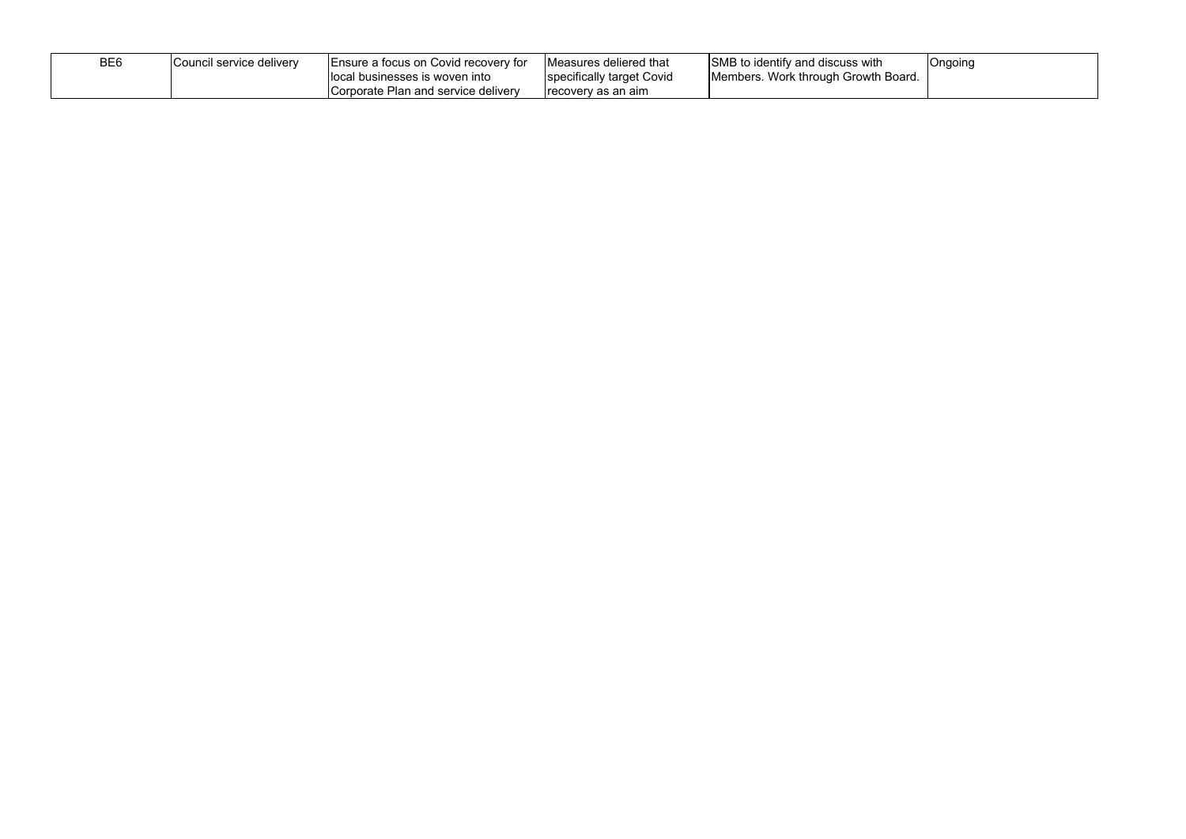| BE6 | Council service delivery | Ensure a focus on Covid recovery for local businesses is woven into Corporate Plan and service delivery | Measures deliered that specifically target Covid recovery as an aim | SMB to identify and discuss with Members. Work through Growth Board. | Ongoing |
|---|---|---|---|---|---|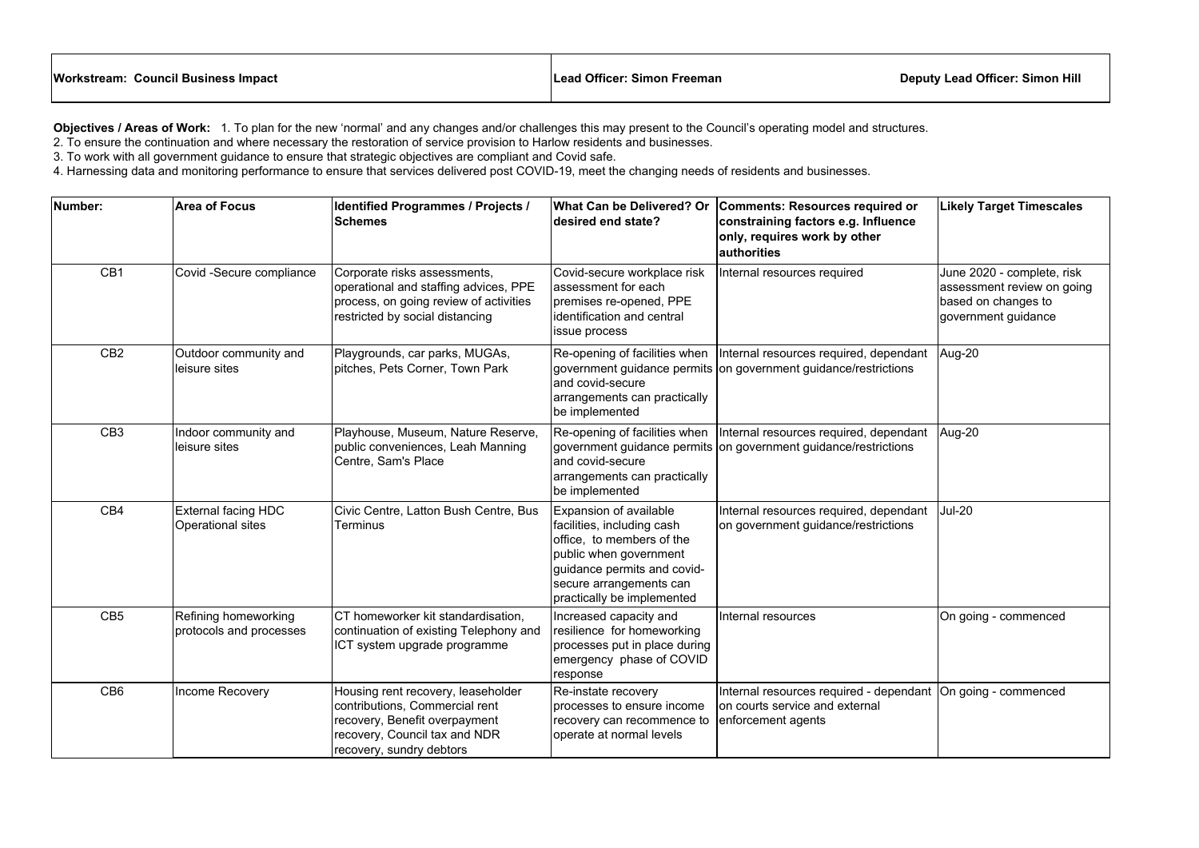| **Workstream: Council Business Impact** | **Lead Officer: Simon Freeman** | **Deputy Lead Officer: Simon Hill** |
|---|---|---|

**Objectives / Areas of Work:** 1. To plan for the new 'normal' and any changes and/or challenges this may present to the Council's operating model and structures.

2. To ensure the continuation and where necessary the restoration of service provision to Harlow residents and businesses.

3. To work with all government guidance to ensure that strategic objectives are compliant and Covid safe.

4. Harnessing data and monitoring performance to ensure that services delivered post COVID-19, meet the changing needs of residents and businesses.

| Number: | Area of Focus | Identified Programmes / Projects / Schemes | What Can be Delivered? Or desired end state? | Comments: Resources required or constraining factors e.g. Influence only, requires work by other authorities | Likely Target Timescales |
|---|---|---|---|---|---|
| CB1 | Covid -Secure compliance | Corporate risks assessments, operational and staffing advices, PPE process, on going review of activities restricted by social distancing | Covid-secure workplace risk assessment for each premises re-opened, PPE identification and central issue process | Internal resources required | June 2020 - complete, risk assessment review on going based on changes to government guidance |
| CB2 | Outdoor community and leisure sites | Playgrounds, car parks, MUGAs, pitches, Pets Corner, Town Park | Re-opening of facilities when government guidance permits and covid-secure arrangements can practically be implemented | Internal resources required, dependant on government guidance/restrictions | Aug-20 |
| CB3 | Indoor community and leisure sites | Playhouse, Museum, Nature Reserve, public conveniences, Leah Manning Centre, Sam's Place | Re-opening of facilities when government guidance permits and covid-secure arrangements can practically be implemented | Internal resources required, dependant on government guidance/restrictions | Aug-20 |
| CB4 | External facing HDC Operational sites | Civic Centre, Latton Bush Centre, Bus Terminus | Expansion of available facilities, including cash office, to members of the public when government guidance permits and covid-secure arrangements can practically be implemented | Internal resources required, dependant on government guidance/restrictions | Jul-20 |
| CB5 | Refining homeworking protocols and processes | CT homeworker kit standardisation, continuation of existing Telephony and ICT system upgrade programme | Increased capacity and resilience for homeworking processes put in place during emergency phase of COVID response | Internal resources | On going - commenced |
| CB6 | Income Recovery | Housing rent recovery, leaseholder contributions, Commercial rent recovery, Benefit overpayment recovery, Council tax and NDR recovery, sundry debtors | Re-instate recovery processes to ensure income recovery can recommence to operate at normal levels | Internal resources required - dependant on courts service and external enforcement agents | On going - commenced |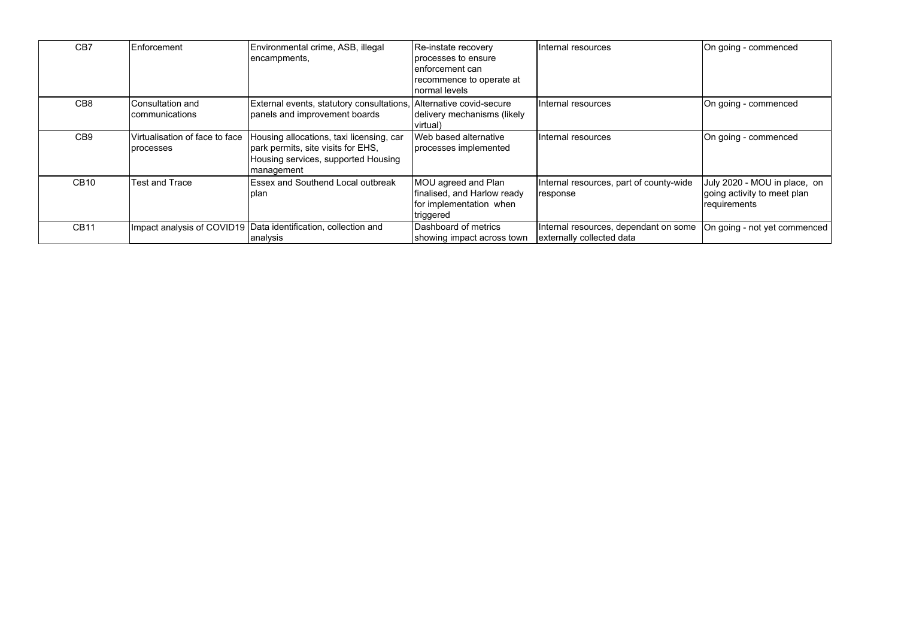| CB7 | Enforcement | Environmental crime, ASB, illegal encampments, | Re-instate recovery processes to ensure enforcement can recommence to operate at normal levels | Internal resources | On going - commenced |
|---|---|---|---|---|---|
| CB8 | Consultation and communications | External events, statutory consultations, panels and improvement boards | Alternative covid-secure delivery mechanisms (likely virtual) | Internal resources | On going - commenced |
| CB9 | Virtualisation of face to face processes | Housing allocations, taxi licensing, car park permits, site visits for EHS, Housing services, supported Housing management | Web based alternative processes implemented | Internal resources | On going - commenced |
| CB10 | Test and Trace | Essex and Southend Local outbreak plan | MOU agreed and Plan finalised, and Harlow ready for implementation when triggered | Internal resources, part of county-wide response | July 2020 - MOU in place, on going activity to meet plan requirements |
| CB11 | Impact analysis of COVID19 | Data identification, collection and analysis | Dashboard of metrics showing impact across town | Internal resources, dependant on some externally collected data | On going - not yet commenced |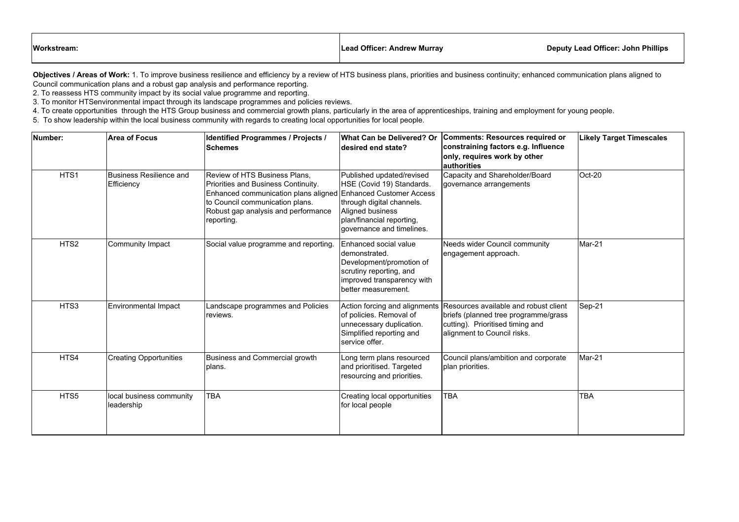| **Workstream:** | **Lead Officer: Andrew Murray** | **Deputy Lead Officer: John Phillips** |
|---|---|---|

**Objectives / Areas of Work:** 1. To improve business resilience and efficiency by a review of HTS business plans, priorities and business continuity; enhanced communication plans aligned to Council communication plans and a robust gap analysis and performance reporting.
2. To reassess HTS community impact by its social value programme and reporting.
3. To monitor HTSenvironmental impact through its landscape programmes and policies reviews.
4. To create opportunities through the HTS Group business and commercial growth plans, particularly in the area of apprenticeships, training and employment for young people.
5. To show leadership within the local business community with regards to creating local opportunities for local people.

| Number: | Area of Focus | Identified Programmes / Projects / Schemes | What Can be Delivered? Or desired end state? | Comments: Resources required or constraining factors e.g. Influence only, requires work by other authorities | Likely Target Timescales |
|---|---|---|---|---|---|
| HTS1 | Business Resilience and Efficiency | Review of HTS Business Plans, Priorities and Business Continuity. Enhanced communication plans aligned to Council communication plans. Robust gap analysis and performance reporting. | Published updated/revised HSE (Covid 19) Standards. Enhanced Customer Access through digital channels. Aligned business plan/financial reporting, governance and timelines. | Capacity and Shareholder/Board governance arrangements | Oct-20 |
| HTS2 | Community Impact | Social value programme and reporting. | Enhanced social value demonstrated. Development/promotion of scrutiny reporting, and improved transparency with better measurement. | Needs wider Council community engagement approach. | Mar-21 |
| HTS3 | Environmental Impact | Landscape programmes and Policies reviews. | Action forcing and alignments of policies. Removal of unnecessary duplication. Simplified reporting and service offer. | Resources available and robust client briefs (planned tree programme/grass cutting). Prioritised timing and alignment to Council risks. | Sep-21 |
| HTS4 | Creating Opportunities | Business and Commercial growth plans. | Long term plans resourced and prioritised. Targeted resourcing and priorities. | Council plans/ambition and corporate plan priorities. | Mar-21 |
| HTS5 | local business community leadership | TBA | Creating local opportunities for local people | TBA | TBA |